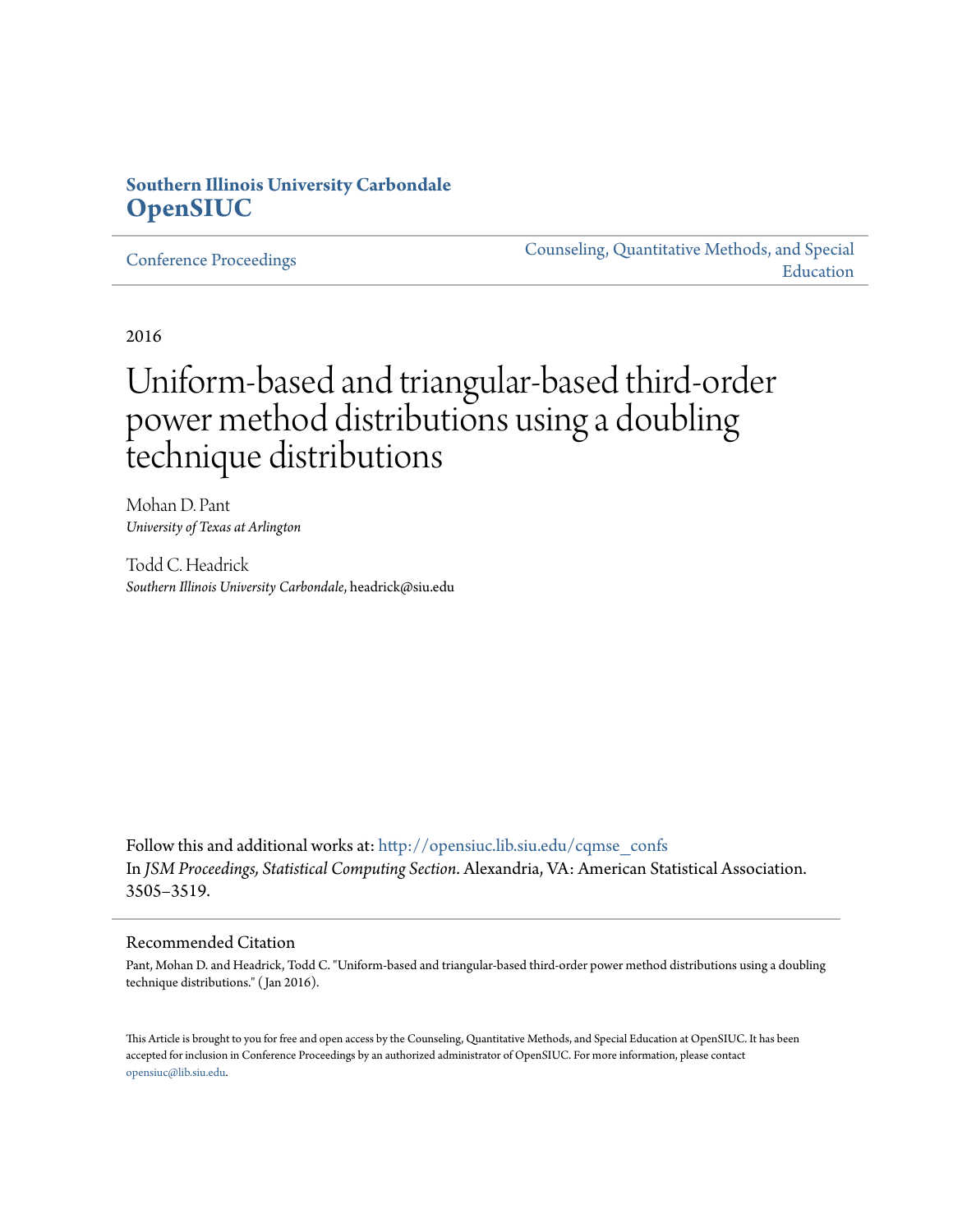**Southern Illinois University Carbondale**
**OpenSIUC**

Conference Proceedings | Counseling, Quantitative Methods, and Special Education

2016

# Uniform-based and triangular-based third-order power method distributions using a doubling technique distributions

Mohan D. Pant
*University of Texas at Arlington*

Todd C. Headrick
*Southern Illinois University Carbondale*, headrick@siu.edu

Follow this and additional works at: http://opensiuc.lib.siu.edu/cqmse_confs
In *JSM Proceedings, Statistical Computing Section*. Alexandria, VA: American Statistical Association. 3505–3519.

## Recommended Citation

Pant, Mohan D. and Headrick, Todd C. "Uniform-based and triangular-based third-order power method distributions using a doubling technique distributions." (Jan 2016).

This Article is brought to you for free and open access by the Counseling, Quantitative Methods, and Special Education at OpenSIUC. It has been accepted for inclusion in Conference Proceedings by an authorized administrator of OpenSIUC. For more information, please contact opensiuc@lib.siu.edu.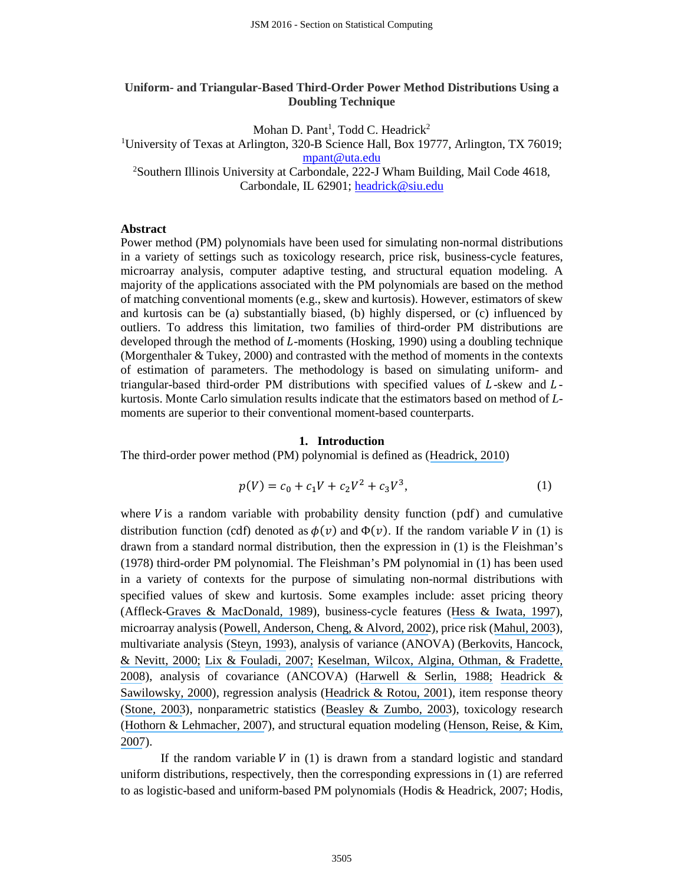**Uniform- and Triangular-Based Third-Order Power Method Distributions Using a Doubling Technique**

Mohan D. Pant[1], Todd C. Headrick[2]

[1]University of Texas at Arlington, 320-B Science Hall, Box 19777, Arlington, TX 76019; mpant@uta.edu

[2]Southern Illinois University at Carbondale, 222-J Wham Building, Mail Code 4618, Carbondale, IL 62901; headrick@siu.edu

### Abstract

Power method (PM) polynomials have been used for simulating non-normal distributions in a variety of settings such as toxicology research, price risk, business-cycle features, microarray analysis, computer adaptive testing, and structural equation modeling. A majority of the applications associated with the PM polynomials are based on the method of matching conventional moments (e.g., skew and kurtosis). However, estimators of skew and kurtosis can be (a) substantially biased, (b) highly dispersed, or (c) influenced by outliers. To address this limitation, two families of third-order PM distributions are developed through the method of $L$-moments (Hosking, 1990) using a doubling technique (Morgenthaler & Tukey, 2000) and contrasted with the method of moments in the contexts of estimation of parameters. The methodology is based on simulating uniform- and triangular-based third-order PM distributions with specified values of $L$-skew and $L$-kurtosis. Monte Carlo simulation results indicate that the estimators based on method of $L$-moments are superior to their conventional moment-based counterparts.

## 1. Introduction

The third-order power method (PM) polynomial is defined as (Headrick, 2010)

$$p(V) = c_0 + c_1 V + c_2 V^2 + c_3 V^3, \tag{1}$$

where $V$ is a random variable with probability density function (pdf) and cumulative distribution function (cdf) denoted as $\phi(v)$ and $\Phi(v)$. If the random variable $V$ in (1) is drawn from a standard normal distribution, then the expression in (1) is the Fleishman's (1978) third-order PM polynomial. The Fleishman's PM polynomial in (1) has been used in a variety of contexts for the purpose of simulating non-normal distributions with specified values of skew and kurtosis. Some examples include: asset pricing theory (Affleck-Graves & MacDonald, 1989), business-cycle features (Hess & Iwata, 1997), microarray analysis (Powell, Anderson, Cheng, & Alvord, 2002), price risk (Mahul, 2003), multivariate analysis (Steyn, 1993), analysis of variance (ANOVA) (Berkovits, Hancock, & Nevitt, 2000; Lix & Fouladi, 2007; Keselman, Wilcox, Algina, Othman, & Fradette, 2008), analysis of covariance (ANCOVA) (Harwell & Serlin, 1988; Headrick & Sawilowsky, 2000), regression analysis (Headrick & Rotou, 2001), item response theory (Stone, 2003), nonparametric statistics (Beasley & Zumbo, 2003), toxicology research (Hothorn & Lehmacher, 2007), and structural equation modeling (Henson, Reise, & Kim, 2007).

If the random variable $V$ in (1) is drawn from a standard logistic and standard uniform distributions, respectively, then the corresponding expressions in (1) are referred to as logistic-based and uniform-based PM polynomials (Hodis & Headrick, 2007; Hodis,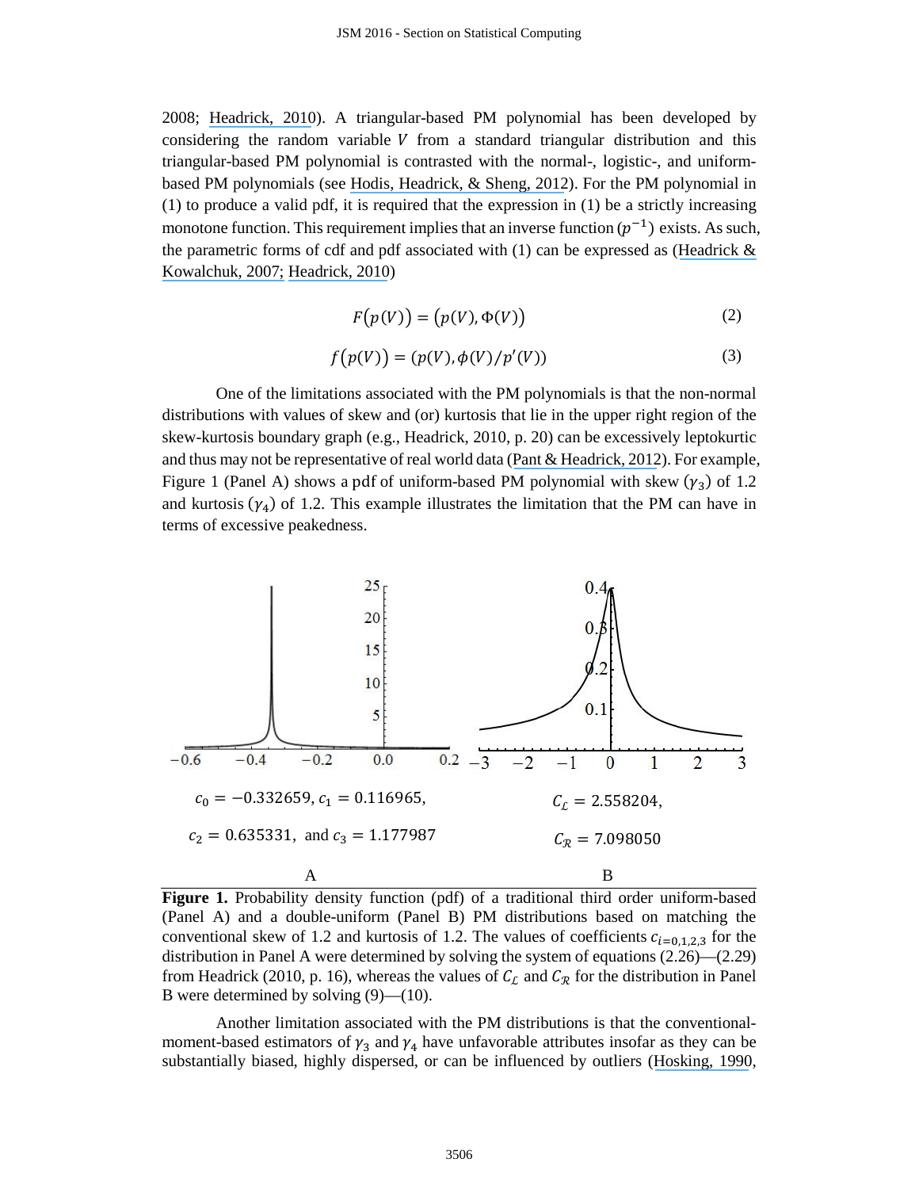2008; Headrick, 2010). A triangular-based PM polynomial has been developed by considering the random variable $V$ from a standard triangular distribution and this triangular-based PM polynomial is contrasted with the normal-, logistic-, and uniform-based PM polynomials (see Hodis, Headrick, & Sheng, 2012). For the PM polynomial in (1) to produce a valid pdf, it is required that the expression in (1) be a strictly increasing monotone function. This requirement implies that an inverse function ($p^{-1}$) exists. As such, the parametric forms of cdf and pdf associated with (1) can be expressed as (Headrick & Kowalchuk, 2007; Headrick, 2010)

$$F\big(p(V)\big) = \big(p(V), \Phi(V)\big) \tag{2}$$

$$f\big(p(V)\big) = \big(p(V), \phi(V)/p'(V)\big) \tag{3}$$

One of the limitations associated with the PM polynomials is that the non-normal distributions with values of skew and (or) kurtosis that lie in the upper right region of the skew-kurtosis boundary graph (e.g., Headrick, 2010, p. 20) can be excessively leptokurtic and thus may not be representative of real world data (Pant & Headrick, 2012). For example, Figure 1 (Panel A) shows a pdf of uniform-based PM polynomial with skew ($\gamma_3$) of 1.2 and kurtosis ($\gamma_4$) of 1.2. This example illustrates the limitation that the PM can have in terms of excessive peakedness.

$c_0 = -0.332659$, $c_1 = 0.116965$,

$c_2 = 0.635331$, and $c_3 = 1.177987$

A

$C_{\mathcal{L}} = 2.558204$,

$C_{\mathcal{R}} = 7.098050$

B

**Figure 1.** Probability density function (pdf) of a traditional third order uniform-based (Panel A) and a double-uniform (Panel B) PM distributions based on matching the conventional skew of 1.2 and kurtosis of 1.2. The values of coefficients $c_{i=0,1,2,3}$ for the distribution in Panel A were determined by solving the system of equations (2.26)—(2.29) from Headrick (2010, p. 16), whereas the values of $C_{\mathcal{L}}$ and $C_{\mathcal{R}}$ for the distribution in Panel B were determined by solving (9)—(10).

Another limitation associated with the PM distributions is that the conventional-moment-based estimators of $\gamma_3$ and $\gamma_4$ have unfavorable attributes insofar as they can be substantially biased, highly dispersed, or can be influenced by outliers (Hosking, 1990,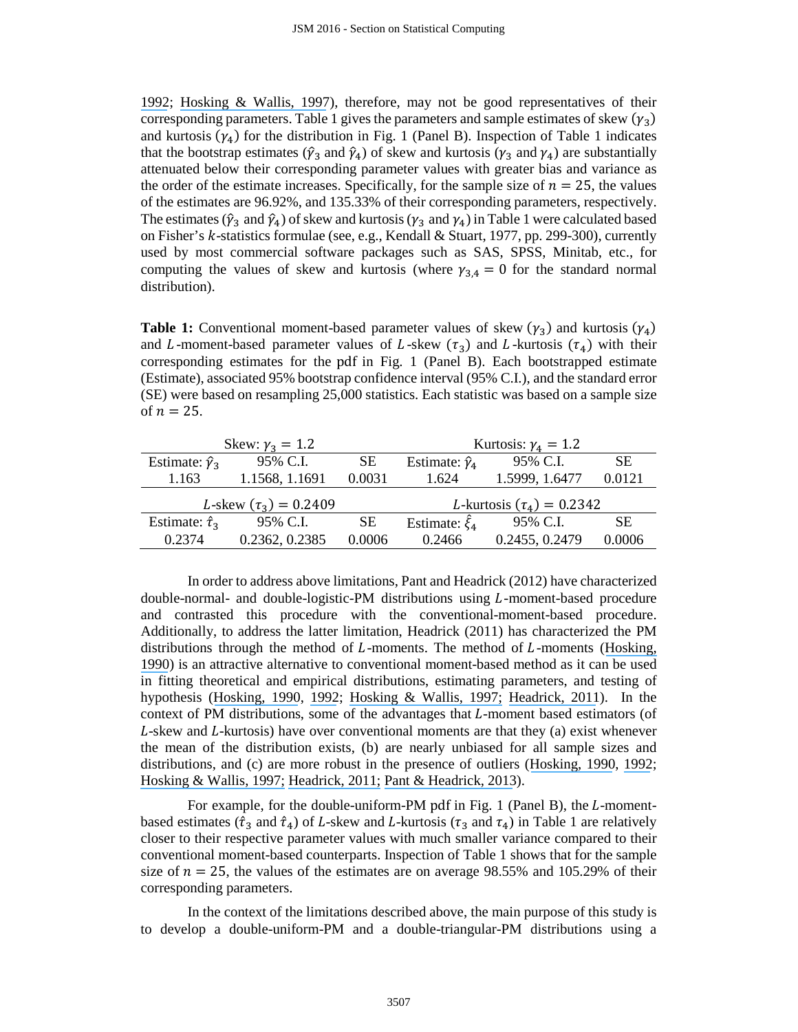1992; Hosking & Wallis, 1997), therefore, may not be good representatives of their corresponding parameters. Table 1 gives the parameters and sample estimates of skew ($\gamma_3$) and kurtosis ($\gamma_4$) for the distribution in Fig. 1 (Panel B). Inspection of Table 1 indicates that the bootstrap estimates ($\hat{\gamma}_3$ and $\hat{\gamma}_4$) of skew and kurtosis ($\gamma_3$ and $\gamma_4$) are substantially attenuated below their corresponding parameter values with greater bias and variance as the order of the estimate increases. Specifically, for the sample size of $n = 25$, the values of the estimates are 96.92%, and 135.33% of their corresponding parameters, respectively. The estimates ($\hat{\gamma}_3$ and $\hat{\gamma}_4$) of skew and kurtosis ($\gamma_3$ and $\gamma_4$) in Table 1 were calculated based on Fisher's $k$-statistics formulae (see, e.g., Kendall & Stuart, 1977, pp. 299-300), currently used by most commercial software packages such as SAS, SPSS, Minitab, etc., for computing the values of skew and kurtosis (where $\gamma_{3,4} = 0$ for the standard normal distribution).

**Table 1:** Conventional moment-based parameter values of skew ($\gamma_3$) and kurtosis ($\gamma_4$) and $L$-moment-based parameter values of $L$-skew ($\tau_3$) and $L$-kurtosis ($\tau_4$) with their corresponding estimates for the pdf in Fig. 1 (Panel B). Each bootstrapped estimate (Estimate), associated 95% bootstrap confidence interval (95% C.I.), and the standard error (SE) were based on resampling 25,000 statistics. Each statistic was based on a sample size of $n = 25$.

| Skew: $\gamma_3 = 1.2$ | | | Kurtosis: $\gamma_4 = 1.2$ | | |
|---|---|---|---|---|---|
| Estimate: $\hat{\gamma}_3$ | 95% C.I. | SE | Estimate: $\hat{\gamma}_4$ | 95% C.I. | SE |
| 1.163 | 1.1568, 1.1691 | 0.0031 | 1.624 | 1.5999, 1.6477 | 0.0121 |
| $L$-skew ($\tau_3$) $= 0.2409$ | | | $L$-kurtosis ($\tau_4$) $= 0.2342$ | | |
| Estimate: $\hat{\tau}_3$ | 95% C.I. | SE | Estimate: $\hat{\xi}_4$ | 95% C.I. | SE |
| 0.2374 | 0.2362, 0.2385 | 0.0006 | 0.2466 | 0.2455, 0.2479 | 0.0006 |

In order to address above limitations, Pant and Headrick (2012) have characterized double-normal- and double-logistic-PM distributions using $L$-moment-based procedure and contrasted this procedure with the conventional-moment-based procedure. Additionally, to address the latter limitation, Headrick (2011) has characterized the PM distributions through the method of $L$-moments. The method of $L$-moments (Hosking, 1990) is an attractive alternative to conventional moment-based method as it can be used in fitting theoretical and empirical distributions, estimating parameters, and testing of hypothesis (Hosking, 1990, 1992; Hosking & Wallis, 1997; Headrick, 2011). In the context of PM distributions, some of the advantages that $L$-moment based estimators (of $L$-skew and $L$-kurtosis) have over conventional moments are that they (a) exist whenever the mean of the distribution exists, (b) are nearly unbiased for all sample sizes and distributions, and (c) are more robust in the presence of outliers (Hosking, 1990, 1992; Hosking & Wallis, 1997; Headrick, 2011; Pant & Headrick, 2013).

For example, for the double-uniform-PM pdf in Fig. 1 (Panel B), the $L$-moment-based estimates ($\hat{\tau}_3$ and $\hat{\tau}_4$) of $L$-skew and $L$-kurtosis ($\tau_3$ and $\tau_4$) in Table 1 are relatively closer to their respective parameter values with much smaller variance compared to their conventional moment-based counterparts. Inspection of Table 1 shows that for the sample size of $n = 25$, the values of the estimates are on average 98.55% and 105.29% of their corresponding parameters.

In the context of the limitations described above, the main purpose of this study is to develop a double-uniform-PM and a double-triangular-PM distributions using a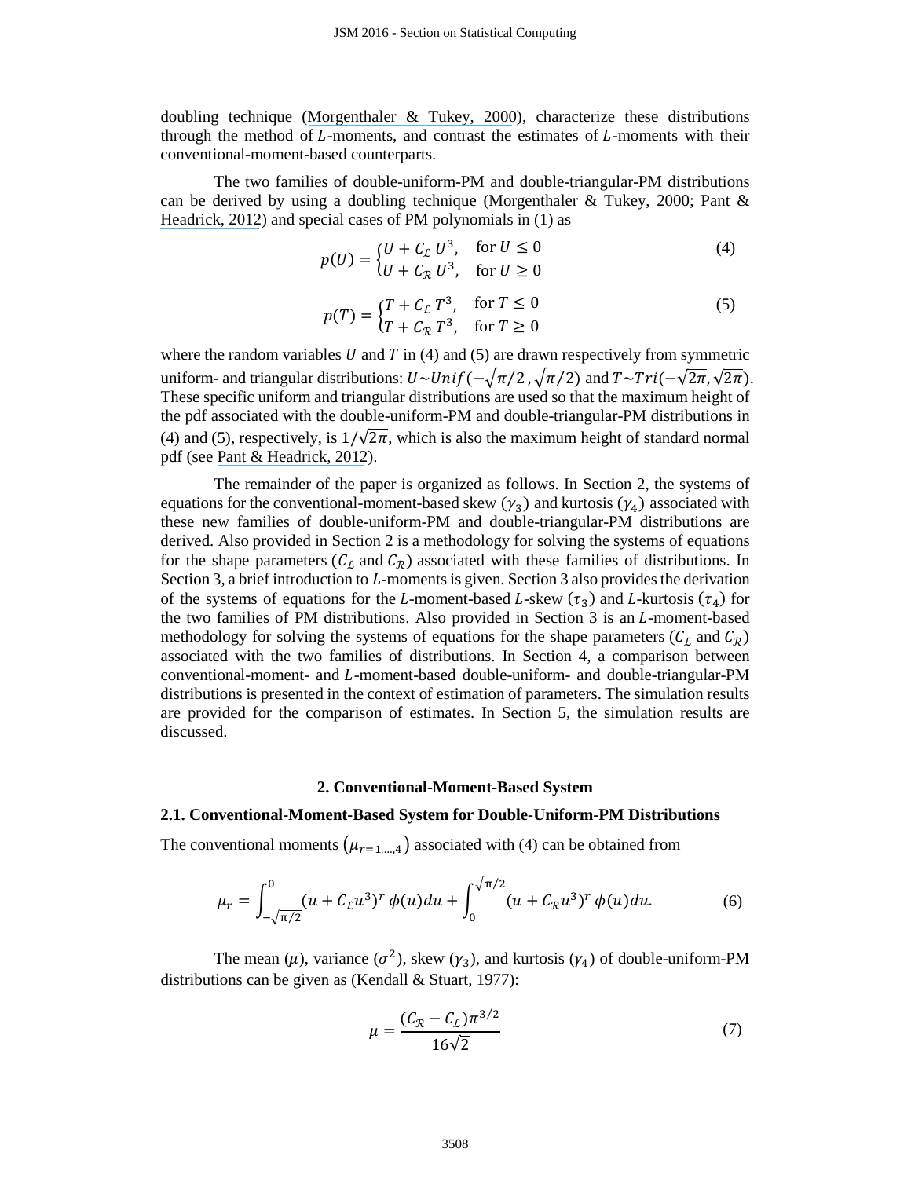doubling technique (Morgenthaler & Tukey, 2000), characterize these distributions through the method of $L$-moments, and contrast the estimates of $L$-moments with their conventional-moment-based counterparts.

The two families of double-uniform-PM and double-triangular-PM distributions can be derived by using a doubling technique (Morgenthaler & Tukey, 2000; Pant & Headrick, 2012) and special cases of PM polynomials in (1) as

$$p(U) = \begin{cases} U + C_{\mathcal{L}}\,U^3, & \text{for } U \leq 0 \\ U + C_{\mathcal{R}}\,U^3, & \text{for } U \geq 0 \end{cases} \tag{4}$$

$$p(T) = \begin{cases} T + C_{\mathcal{L}}\,T^3, & \text{for } T \leq 0 \\ T + C_{\mathcal{R}}\,T^3, & \text{for } T \geq 0 \end{cases} \tag{5}$$

where the random variables $U$ and $T$ in (4) and (5) are drawn respectively from symmetric uniform- and triangular distributions: $U \sim Unif(-\sqrt{\pi/2}, \sqrt{\pi/2})$ and $T \sim Tri(-\sqrt{2\pi}, \sqrt{2\pi})$. These specific uniform and triangular distributions are used so that the maximum height of the pdf associated with the double-uniform-PM and double-triangular-PM distributions in (4) and (5), respectively, is $1/\sqrt{2\pi}$, which is also the maximum height of standard normal pdf (see Pant & Headrick, 2012).

The remainder of the paper is organized as follows. In Section 2, the systems of equations for the conventional-moment-based skew ($\gamma_3$) and kurtosis ($\gamma_4$) associated with these new families of double-uniform-PM and double-triangular-PM distributions are derived. Also provided in Section 2 is a methodology for solving the systems of equations for the shape parameters ($C_{\mathcal{L}}$ and $C_{\mathcal{R}}$) associated with these families of distributions. In Section 3, a brief introduction to $L$-moments is given. Section 3 also provides the derivation of the systems of equations for the $L$-moment-based $L$-skew ($\tau_3$) and $L$-kurtosis ($\tau_4$) for the two families of PM distributions. Also provided in Section 3 is an $L$-moment-based methodology for solving the systems of equations for the shape parameters ($C_{\mathcal{L}}$ and $C_{\mathcal{R}}$) associated with the two families of distributions. In Section 4, a comparison between conventional-moment- and $L$-moment-based double-uniform- and double-triangular-PM distributions is presented in the context of estimation of parameters. The simulation results are provided for the comparison of estimates. In Section 5, the simulation results are discussed.

## 2. Conventional-Moment-Based System

### 2.1. Conventional-Moment-Based System for Double-Uniform-PM Distributions

The conventional moments $(\mu_{r=1,\dots,4})$ associated with (4) can be obtained from

$$\mu_r = \int_{-\sqrt{\pi/2}}^{0} (u + C_{\mathcal{L}}u^3)^r\,\phi(u)du + \int_{0}^{\sqrt{\pi/2}} (u + C_{\mathcal{R}}u^3)^r\,\phi(u)du. \tag{6}$$

The mean ($\mu$), variance ($\sigma^2$), skew ($\gamma_3$), and kurtosis ($\gamma_4$) of double-uniform-PM distributions can be given as (Kendall & Stuart, 1977):

$$\mu = \frac{(C_{\mathcal{R}} - C_{\mathcal{L}})\pi^{3/2}}{16\sqrt{2}} \tag{7}$$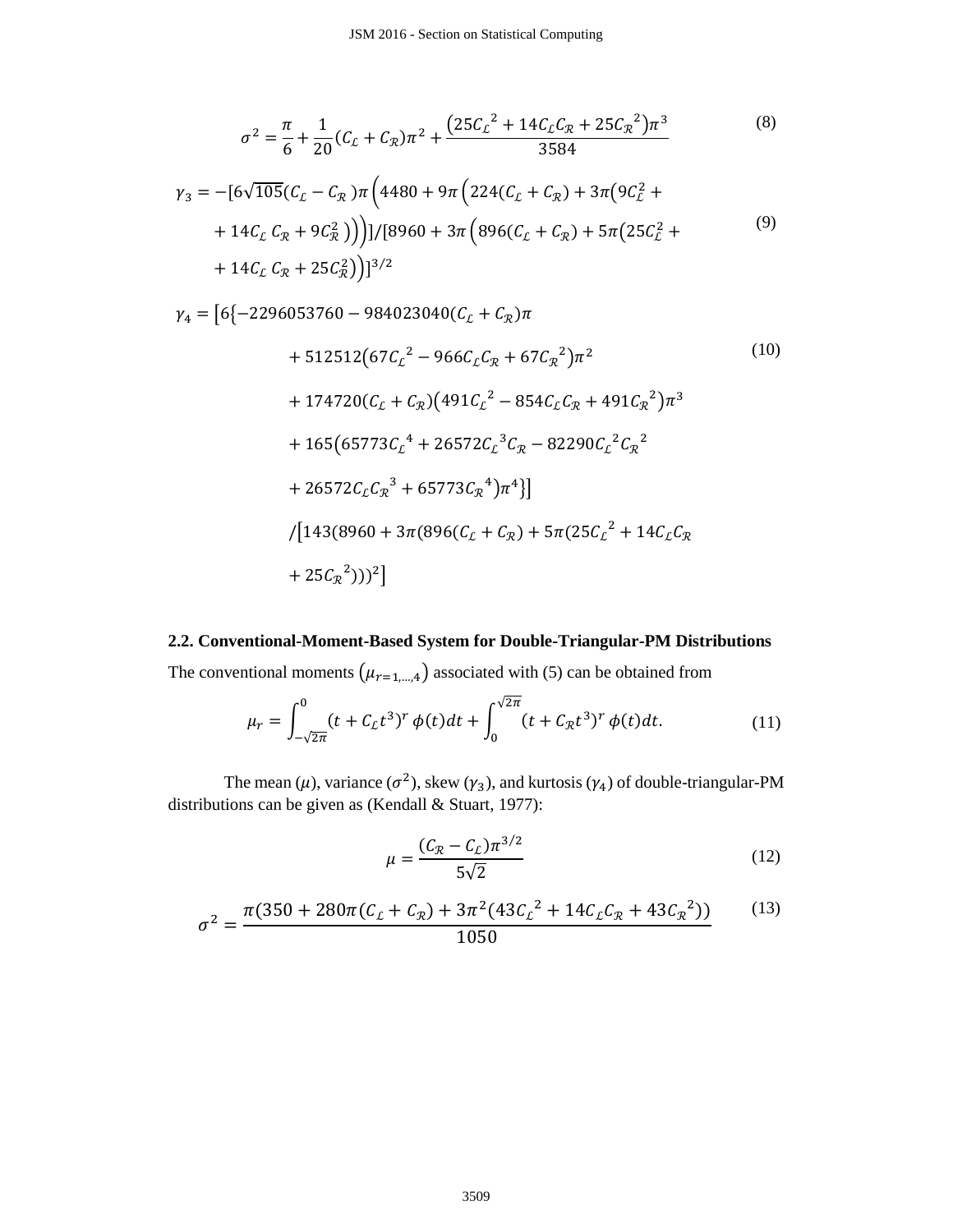$$\sigma^2 = \frac{\pi}{6} + \frac{1}{20}(C_{\mathcal{L}} + C_{\mathcal{R}})\pi^2 + \frac{(25C_{\mathcal{L}}{}^2 + 14C_{\mathcal{L}}C_{\mathcal{R}} + 25C_{\mathcal{R}}{}^2)\pi^3}{3584} \tag{8}$$

$$\begin{aligned}\gamma_3 = &-[6\sqrt{105}(C_{\mathcal{L}} - C_{\mathcal{R}})\pi\Big(4480 + 9\pi\Big(224(C_{\mathcal{L}} + C_{\mathcal{R}}) + 3\pi\big(9C_{\mathcal{L}}^2 + \\ &+ 14C_{\mathcal{L}}C_{\mathcal{R}} + 9C_{\mathcal{R}}^2\big)\Big)\Big)]/[8960 + 3\pi\Big(896(C_{\mathcal{L}} + C_{\mathcal{R}}) + 5\pi\big(25C_{\mathcal{L}}^2 + \\ &+ 14C_{\mathcal{L}}C_{\mathcal{R}} + 25C_{\mathcal{R}}^2\big)\Big)]^{3/2}\end{aligned} \tag{9}$$

$$\begin{aligned}\gamma_4 = \big[6\{&-2296053760 - 984023040(C_{\mathcal{L}} + C_{\mathcal{R}})\pi \\ &+ 512512(67C_{\mathcal{L}}{}^2 - 966C_{\mathcal{L}}C_{\mathcal{R}} + 67C_{\mathcal{R}}{}^2)\pi^2 \\ &+ 174720(C_{\mathcal{L}} + C_{\mathcal{R}})(491C_{\mathcal{L}}{}^2 - 854C_{\mathcal{L}}C_{\mathcal{R}} + 491C_{\mathcal{R}}{}^2)\pi^3 \\ &+ 165(65773C_{\mathcal{L}}{}^4 + 26572C_{\mathcal{L}}{}^3C_{\mathcal{R}} - 82290C_{\mathcal{L}}{}^2C_{\mathcal{R}}{}^2 \\ &+ 26572C_{\mathcal{L}}C_{\mathcal{R}}{}^3 + 65773C_{\mathcal{R}}{}^4)\pi^4\}\big] \\ &/\big[143(8960 + 3\pi(896(C_{\mathcal{L}} + C_{\mathcal{R}}) + 5\pi(25C_{\mathcal{L}}{}^2 + 14C_{\mathcal{L}}C_{\mathcal{R}} \\ &+ 25C_{\mathcal{R}}{}^2)))^2\big]\end{aligned} \tag{10}$$

### 2.2. Conventional-Moment-Based System for Double-Triangular-PM Distributions

The conventional moments $(\mu_{r=1,\dots,4})$ associated with (5) can be obtained from

$$\mu_r = \int_{-\sqrt{2\pi}}^{0} (t + C_{\mathcal{L}}t^3)^r\,\phi(t)dt + \int_{0}^{\sqrt{2\pi}} (t + C_{\mathcal{R}}t^3)^r\,\phi(t)dt. \tag{11}$$

The mean ($\mu$), variance ($\sigma^2$), skew ($\gamma_3$), and kurtosis ($\gamma_4$) of double-triangular-PM distributions can be given as (Kendall & Stuart, 1977):

$$\mu = \frac{(C_{\mathcal{R}} - C_{\mathcal{L}})\pi^{3/2}}{5\sqrt{2}} \tag{12}$$

$$\sigma^2 = \frac{\pi(350 + 280\pi(C_{\mathcal{L}} + C_{\mathcal{R}}) + 3\pi^2(43C_{\mathcal{L}}{}^2 + 14C_{\mathcal{L}}C_{\mathcal{R}} + 43C_{\mathcal{R}}{}^2))}{1050} \tag{13}$$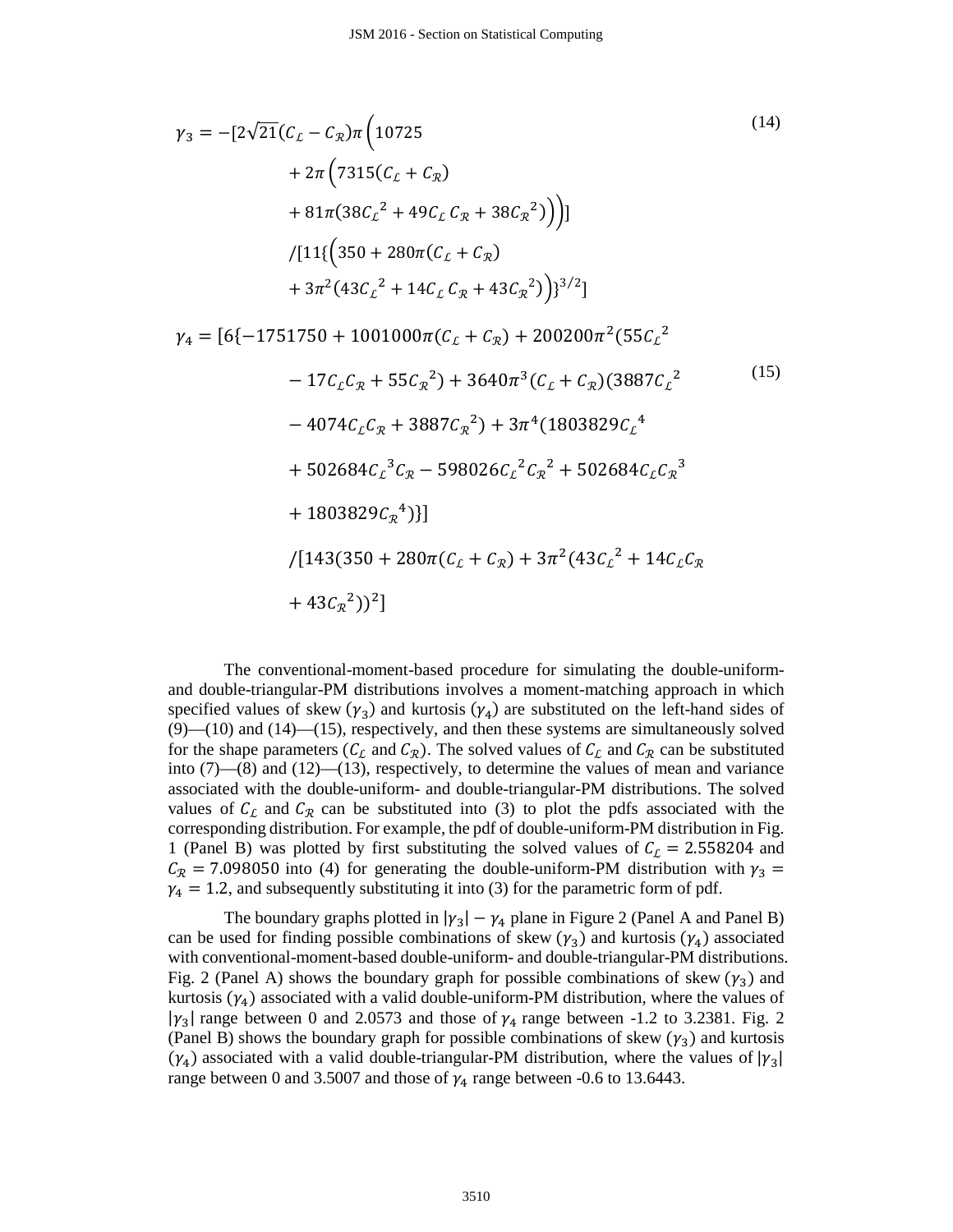$$
\gamma_3 = -[2\sqrt{21}(C_{\mathcal{L}} - C_{\mathcal{R}})\pi\Big(10725 + 2\pi\Big(7315(C_{\mathcal{L}} + C_{\mathcal{R}}) + 81\pi(38C_{\mathcal{L}}^2 + 49C_{\mathcal{L}}C_{\mathcal{R}} + 38C_{\mathcal{R}}^2)\Big)\Big)] / [11\{\Big(350 + 280\pi(C_{\mathcal{L}} + C_{\mathcal{R}}) + 3\pi^2(43C_{\mathcal{L}}^2 + 14C_{\mathcal{L}}C_{\mathcal{R}} + 43C_{\mathcal{R}}^2)\Big)\}^{3/2}] \tag{14}
$$

$$
\gamma_4 = [6\{-1751750 + 1001000\pi(C_{\mathcal{L}} + C_{\mathcal{R}}) + 200200\pi^2(55C_{\mathcal{L}}^2 - 17C_{\mathcal{L}}C_{\mathcal{R}} + 55C_{\mathcal{R}}^2) + 3640\pi^3(C_{\mathcal{L}} + C_{\mathcal{R}})(3887C_{\mathcal{L}}^2 - 4074C_{\mathcal{L}}C_{\mathcal{R}} + 3887C_{\mathcal{R}}^2) + 3\pi^4(1803829C_{\mathcal{L}}^4 + 502684C_{\mathcal{L}}^3C_{\mathcal{R}} - 598026C_{\mathcal{L}}^2C_{\mathcal{R}}^2 + 502684C_{\mathcal{L}}C_{\mathcal{R}}^3 + 1803829C_{\mathcal{R}}^4)\}] / [143(350 + 280\pi(C_{\mathcal{L}} + C_{\mathcal{R}}) + 3\pi^2(43C_{\mathcal{L}}^2 + 14C_{\mathcal{L}}C_{\mathcal{R}} + 43C_{\mathcal{R}}^2))^2] \tag{15}
$$

The conventional-moment-based procedure for simulating the double-uniform- and double-triangular-PM distributions involves a moment-matching approach in which specified values of skew ($\gamma_3$) and kurtosis ($\gamma_4$) are substituted on the left-hand sides of (9)—(10) and (14)—(15), respectively, and then these systems are simultaneously solved for the shape parameters ($C_{\mathcal{L}}$ and $C_{\mathcal{R}}$). The solved values of $C_{\mathcal{L}}$ and $C_{\mathcal{R}}$ can be substituted into (7)—(8) and (12)—(13), respectively, to determine the values of mean and variance associated with the double-uniform- and double-triangular-PM distributions. The solved values of $C_{\mathcal{L}}$ and $C_{\mathcal{R}}$ can be substituted into (3) to plot the pdfs associated with the corresponding distribution. For example, the pdf of double-uniform-PM distribution in Fig. 1 (Panel B) was plotted by first substituting the solved values of $C_{\mathcal{L}} = 2.558204$ and $C_{\mathcal{R}} = 7.098050$ into (4) for generating the double-uniform-PM distribution with $\gamma_3 = \gamma_4 = 1.2$, and subsequently substituting it into (3) for the parametric form of pdf.

The boundary graphs plotted in $|\gamma_3| - \gamma_4$ plane in Figure 2 (Panel A and Panel B) can be used for finding possible combinations of skew ($\gamma_3$) and kurtosis ($\gamma_4$) associated with conventional-moment-based double-uniform- and double-triangular-PM distributions. Fig. 2 (Panel A) shows the boundary graph for possible combinations of skew ($\gamma_3$) and kurtosis ($\gamma_4$) associated with a valid double-uniform-PM distribution, where the values of $|\gamma_3|$ range between 0 and 2.0573 and those of $\gamma_4$ range between -1.2 to 3.2381. Fig. 2 (Panel B) shows the boundary graph for possible combinations of skew ($\gamma_3$) and kurtosis ($\gamma_4$) associated with a valid double-triangular-PM distribution, where the values of $|\gamma_3|$ range between 0 and 3.5007 and those of $\gamma_4$ range between -0.6 to 13.6443.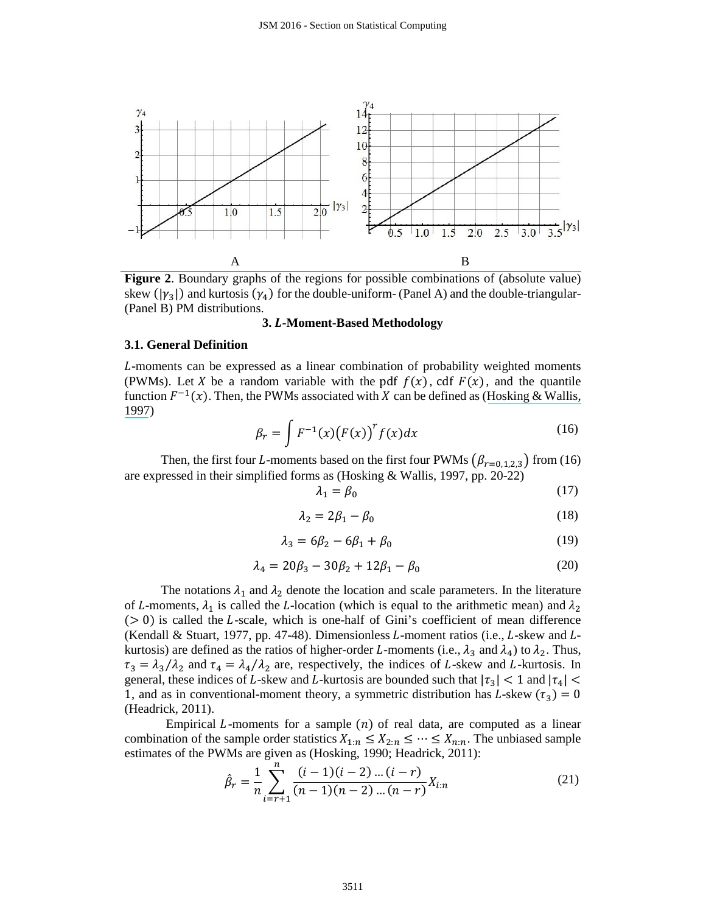**Figure 2**. Boundary graphs of the regions for possible combinations of (absolute value) skew ($|\gamma_3|$) and kurtosis ($\gamma_4$) for the double-uniform- (Panel A) and the double-triangular- (Panel B) PM distributions.

## 3. *L*-Moment-Based Methodology

### 3.1. General Definition

*L*-moments can be expressed as a linear combination of probability weighted moments (PWMs). Let $X$ be a random variable with the pdf $f(x)$, cdf $F(x)$, and the quantile function $F^{-1}(x)$. Then, the PWMs associated with $X$ can be defined as (Hosking & Wallis, 1997)

$$\beta_r = \int F^{-1}(x)\big(F(x)\big)^r f(x)dx \tag{16}$$

Then, the first four *L*-moments based on the first four PWMs $\left(\beta_{r=0,1,2,3}\right)$ from (16) are expressed in their simplified forms as (Hosking & Wallis, 1997, pp. 20-22)

$$\lambda_1 = \beta_0 \tag{17}$$

$$\lambda_2 = 2\beta_1 - \beta_0 \tag{18}$$

$$\lambda_3 = 6\beta_2 - 6\beta_1 + \beta_0 \tag{19}$$

$$\lambda_4 = 20\beta_3 - 30\beta_2 + 12\beta_1 - \beta_0 \tag{20}$$

The notations $\lambda_1$ and $\lambda_2$ denote the location and scale parameters. In the literature of *L*-moments, $\lambda_1$ is called the *L*-location (which is equal to the arithmetic mean) and $\lambda_2$ ($> 0$) is called the *L*-scale, which is one-half of Gini's coefficient of mean difference (Kendall & Stuart, 1977, pp. 47-48). Dimensionless *L*-moment ratios (i.e., *L*-skew and *L*-kurtosis) are defined as the ratios of higher-order *L*-moments (i.e., $\lambda_3$ and $\lambda_4$) to $\lambda_2$. Thus, $\tau_3 = \lambda_3/\lambda_2$ and $\tau_4 = \lambda_4/\lambda_2$ are, respectively, the indices of *L*-skew and *L*-kurtosis. In general, these indices of *L*-skew and *L*-kurtosis are bounded such that $|\tau_3| < 1$ and $|\tau_4| < 1$, and as in conventional-moment theory, a symmetric distribution has *L*-skew ($\tau_3$) $= 0$ (Headrick, 2011).

Empirical *L*-moments for a sample ($n$) of real data, are computed as a linear combination of the sample order statistics $X_{1:n} \leq X_{2:n} \leq \cdots \leq X_{n:n}$. The unbiased sample estimates of the PWMs are given as (Hosking, 1990; Headrick, 2011):

$$\hat{\beta}_r = \frac{1}{n}\sum_{i=r+1}^{n} \frac{(i-1)(i-2)\ldots(i-r)}{(n-1)(n-2)\ldots(n-r)} X_{i:n} \tag{21}$$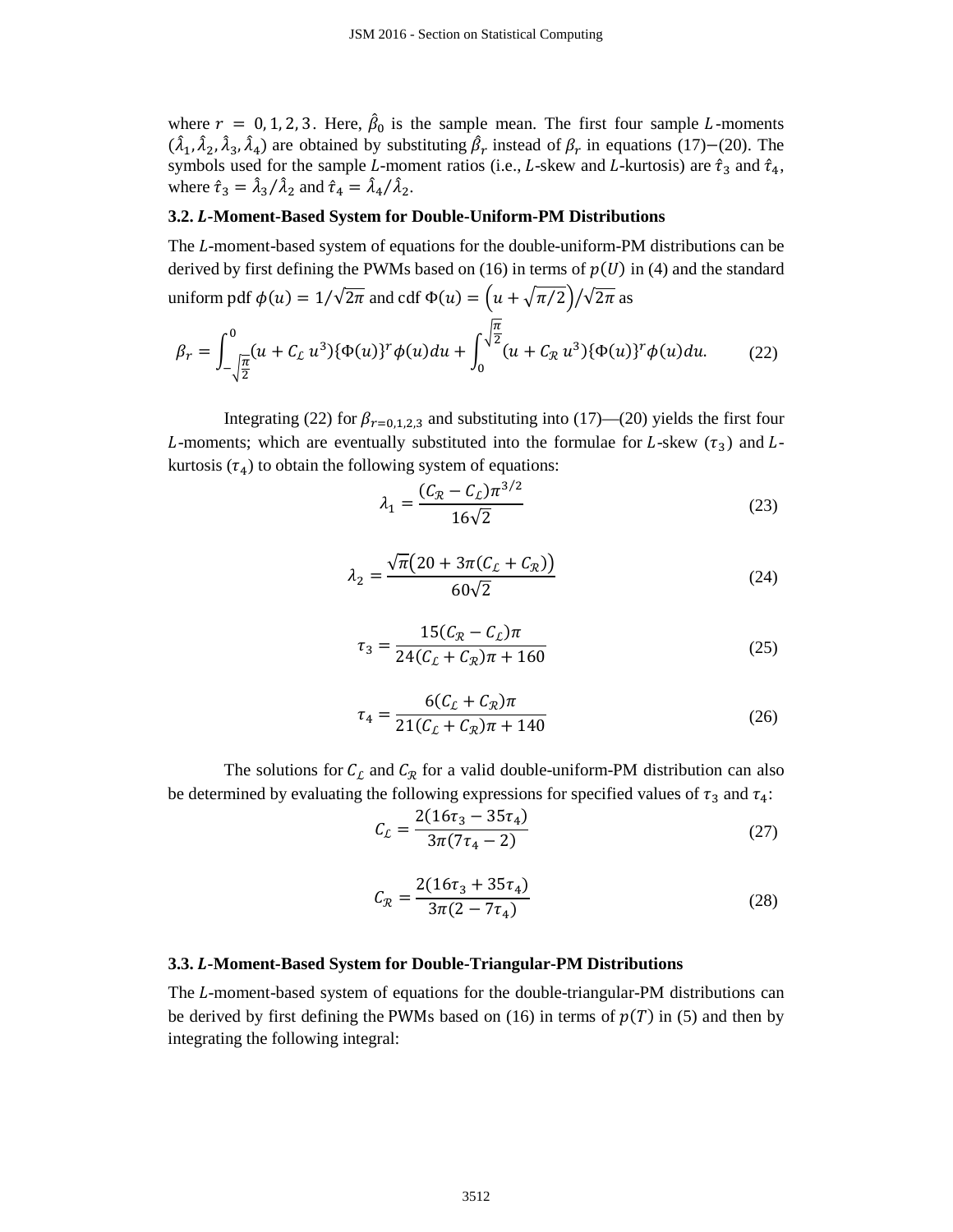where $r = 0, 1, 2, 3$. Here, $\hat{\beta}_0$ is the sample mean. The first four sample $L$-moments $(\hat{\lambda}_1, \hat{\lambda}_2, \hat{\lambda}_3, \hat{\lambda}_4)$ are obtained by substituting $\hat{\beta}_r$ instead of $\beta_r$ in equations (17)−(20). The symbols used for the sample $L$-moment ratios (i.e., $L$-skew and $L$-kurtosis) are $\hat{\tau}_3$ and $\hat{\tau}_4$, where $\hat{\tau}_3 = \hat{\lambda}_3/\hat{\lambda}_2$ and $\hat{\tau}_4 = \hat{\lambda}_4/\hat{\lambda}_2$.

### 3.2. *L*-Moment-Based System for Double-Uniform-PM Distributions

The $L$-moment-based system of equations for the double-uniform-PM distributions can be derived by first defining the PWMs based on (16) in terms of $p(U)$ in (4) and the standard uniform pdf $\phi(u) = 1/\sqrt{2\pi}$ and cdf $\Phi(u) = \left(u + \sqrt{\pi/2}\right)/\sqrt{2\pi}$ as

$$\beta_r = \int_{-\sqrt{\frac{\pi}{2}}}^{0} (u + C_{\mathcal{L}}\, u^3)\{\Phi(u)\}^r \phi(u) du + \int_{0}^{\sqrt{\frac{\pi}{2}}} (u + C_{\mathcal{R}}\, u^3)\{\Phi(u)\}^r \phi(u) du. \qquad (22)$$

Integrating (22) for $\beta_{r=0,1,2,3}$ and substituting into (17)—(20) yields the first four $L$-moments; which are eventually substituted into the formulae for $L$-skew ($\tau_3$) and $L$-kurtosis ($\tau_4$) to obtain the following system of equations:

$$\lambda_1 = \frac{(C_{\mathcal{R}} - C_{\mathcal{L}})\pi^{3/2}}{16\sqrt{2}} \qquad (23)$$

$$\lambda_2 = \frac{\sqrt{\pi}\big(20 + 3\pi(C_{\mathcal{L}} + C_{\mathcal{R}})\big)}{60\sqrt{2}} \qquad (24)$$

$$\tau_3 = \frac{15(C_{\mathcal{R}} - C_{\mathcal{L}})\pi}{24(C_{\mathcal{L}} + C_{\mathcal{R}})\pi + 160} \qquad (25)$$

$$\tau_4 = \frac{6(C_{\mathcal{L}} + C_{\mathcal{R}})\pi}{21(C_{\mathcal{L}} + C_{\mathcal{R}})\pi + 140} \qquad (26)$$

The solutions for $C_{\mathcal{L}}$ and $C_{\mathcal{R}}$ for a valid double-uniform-PM distribution can also be determined by evaluating the following expressions for specified values of $\tau_3$ and $\tau_4$:

$$C_{\mathcal{L}} = \frac{2(16\tau_3 - 35\tau_4)}{3\pi(7\tau_4 - 2)} \qquad (27)$$

$$C_{\mathcal{R}} = \frac{2(16\tau_3 + 35\tau_4)}{3\pi(2 - 7\tau_4)} \qquad (28)$$

### 3.3. *L*-Moment-Based System for Double-Triangular-PM Distributions

The $L$-moment-based system of equations for the double-triangular-PM distributions can be derived by first defining the PWMs based on (16) in terms of $p(T)$ in (5) and then by integrating the following integral: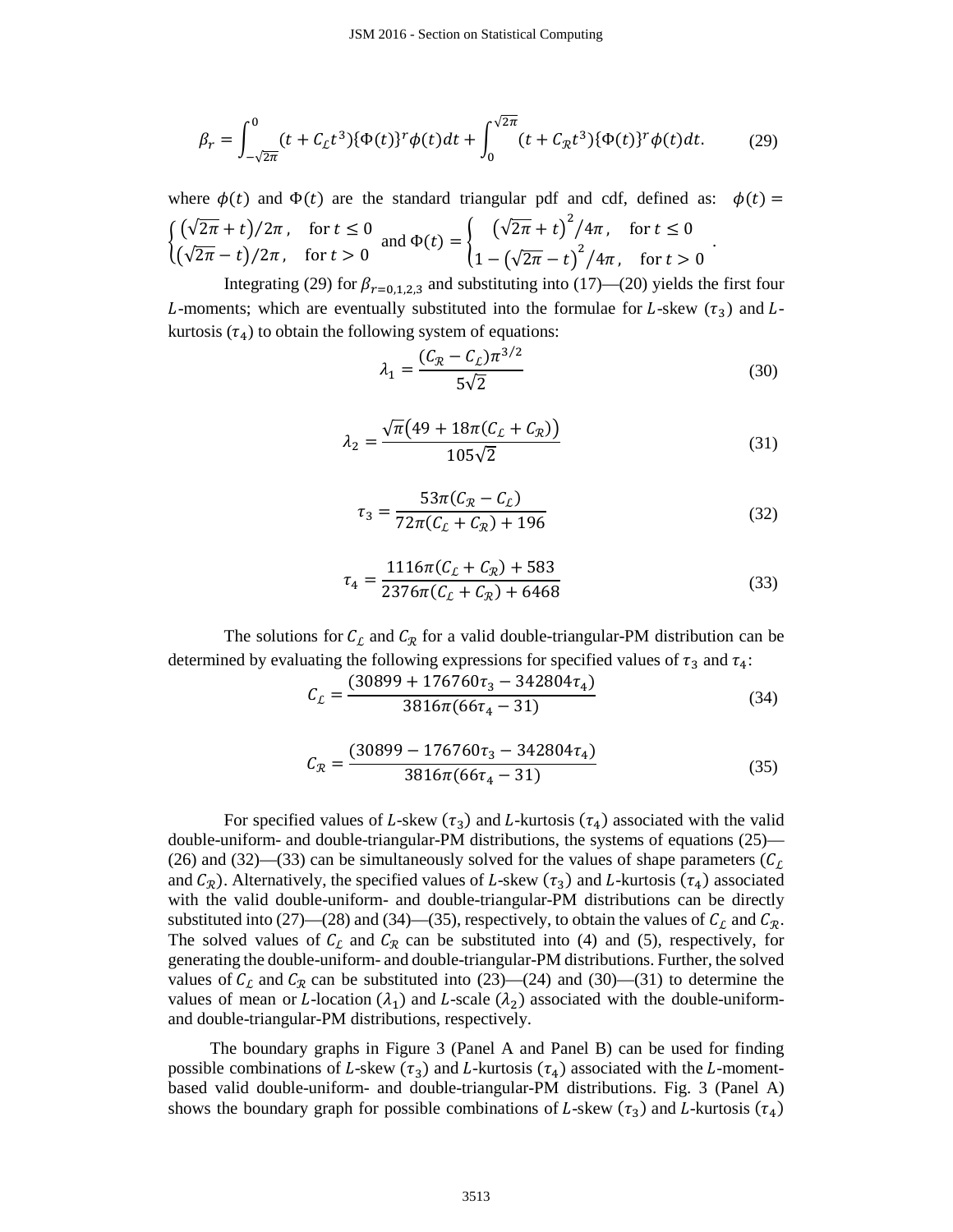$$\beta_r = \int_{-\sqrt{2\pi}}^{0} (t + C_{\mathcal{L}} t^3)\{\Phi(t)\}^r \phi(t)dt + \int_{0}^{\sqrt{2\pi}} (t + C_{\mathcal{R}} t^3)\{\Phi(t)\}^r \phi(t)dt. \tag{29}$$

where $\phi(t)$ and $\Phi(t)$ are the standard triangular pdf and cdf, defined as: $\phi(t) = \begin{cases} (\sqrt{2\pi} + t)/2\pi, & \text{for } t \leq 0 \\ (\sqrt{2\pi} - t)/2\pi, & \text{for } t > 0 \end{cases}$ and $\Phi(t) = \begin{cases} (\sqrt{2\pi} + t)^2/4\pi, & \text{for } t \leq 0 \\ 1 - (\sqrt{2\pi} - t)^2/4\pi, & \text{for } t > 0 \end{cases}$.

Integrating (29) for $\beta_{r=0,1,2,3}$ and substituting into (17)—(20) yields the first four $L$-moments; which are eventually substituted into the formulae for $L$-skew ($\tau_3$) and $L$-kurtosis ($\tau_4$) to obtain the following system of equations:

$$\lambda_1 = \frac{(C_{\mathcal{R}} - C_{\mathcal{L}})\pi^{3/2}}{5\sqrt{2}} \tag{30}$$

$$\lambda_2 = \frac{\sqrt{\pi}\left(49 + 18\pi(C_{\mathcal{L}} + C_{\mathcal{R}})\right)}{105\sqrt{2}} \tag{31}$$

$$\tau_3 = \frac{53\pi(C_{\mathcal{R}} - C_{\mathcal{L}})}{72\pi(C_{\mathcal{L}} + C_{\mathcal{R}}) + 196} \tag{32}$$

$$\tau_4 = \frac{1116\pi(C_{\mathcal{L}} + C_{\mathcal{R}}) + 583}{2376\pi(C_{\mathcal{L}} + C_{\mathcal{R}}) + 6468} \tag{33}$$

The solutions for $C_{\mathcal{L}}$ and $C_{\mathcal{R}}$ for a valid double-triangular-PM distribution can be determined by evaluating the following expressions for specified values of $\tau_3$ and $\tau_4$:

$$C_{\mathcal{L}} = \frac{(30899 + 176760\tau_3 - 342804\tau_4)}{3816\pi(66\tau_4 - 31)} \tag{34}$$

$$C_{\mathcal{R}} = \frac{(30899 - 176760\tau_3 - 342804\tau_4)}{3816\pi(66\tau_4 - 31)} \tag{35}$$

For specified values of $L$-skew ($\tau_3$) and $L$-kurtosis ($\tau_4$) associated with the valid double-uniform- and double-triangular-PM distributions, the systems of equations (25)—(26) and (32)—(33) can be simultaneously solved for the values of shape parameters ($C_{\mathcal{L}}$ and $C_{\mathcal{R}}$). Alternatively, the specified values of $L$-skew ($\tau_3$) and $L$-kurtosis ($\tau_4$) associated with the valid double-uniform- and double-triangular-PM distributions can be directly substituted into (27)—(28) and (34)—(35), respectively, to obtain the values of $C_{\mathcal{L}}$ and $C_{\mathcal{R}}$. The solved values of $C_{\mathcal{L}}$ and $C_{\mathcal{R}}$ can be substituted into (4) and (5), respectively, for generating the double-uniform- and double-triangular-PM distributions. Further, the solved values of $C_{\mathcal{L}}$ and $C_{\mathcal{R}}$ can be substituted into (23)—(24) and (30)—(31) to determine the values of mean or $L$-location ($\lambda_1$) and $L$-scale ($\lambda_2$) associated with the double-uniform- and double-triangular-PM distributions, respectively.

The boundary graphs in Figure 3 (Panel A and Panel B) can be used for finding possible combinations of $L$-skew ($\tau_3$) and $L$-kurtosis ($\tau_4$) associated with the $L$-moment-based valid double-uniform- and double-triangular-PM distributions. Fig. 3 (Panel A) shows the boundary graph for possible combinations of $L$-skew ($\tau_3$) and $L$-kurtosis ($\tau_4$)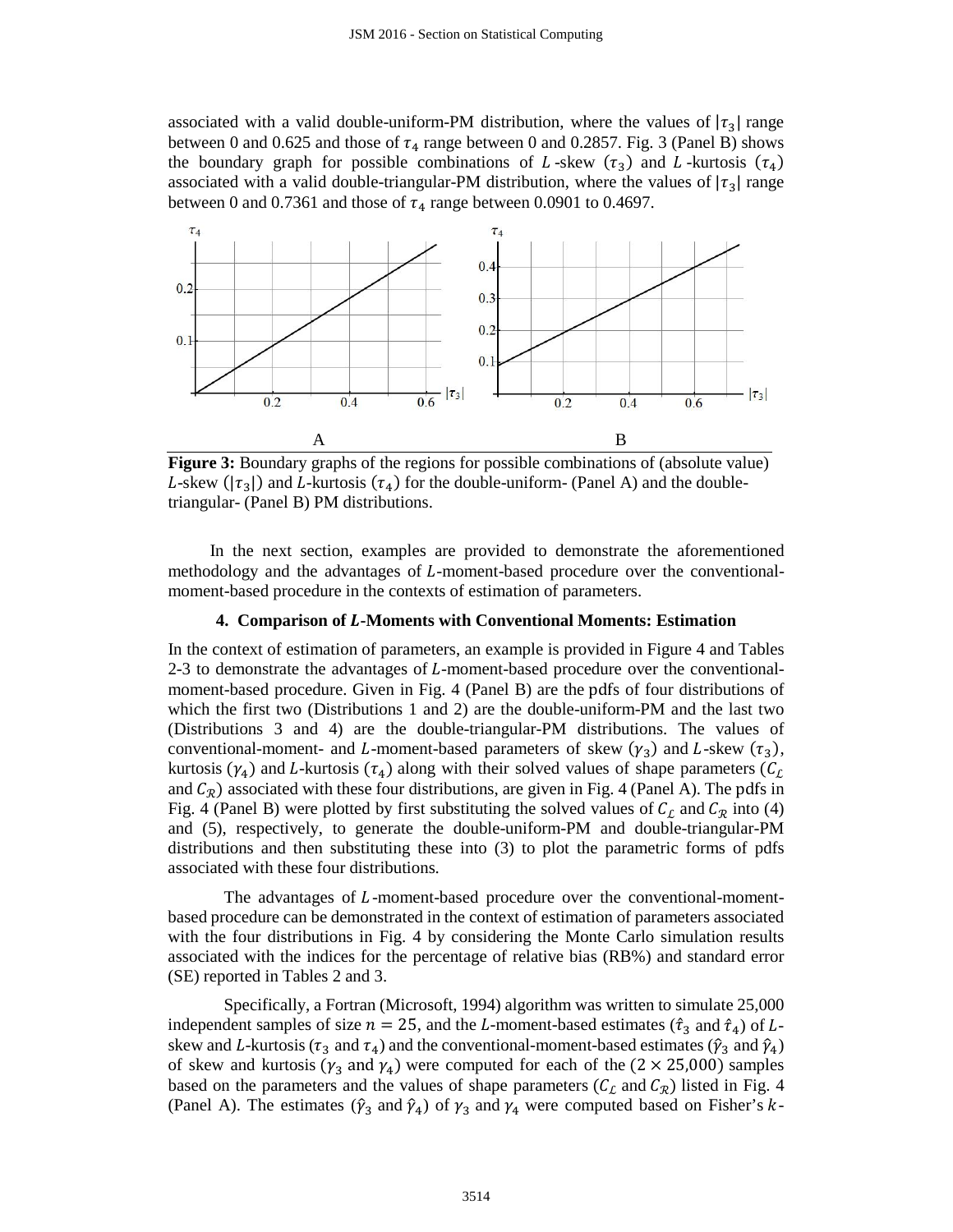associated with a valid double-uniform-PM distribution, where the values of $|\tau_3|$ range between 0 and 0.625 and those of $\tau_4$ range between 0 and 0.2857. Fig. 3 (Panel B) shows the boundary graph for possible combinations of $L$-skew ($\tau_3$) and $L$-kurtosis ($\tau_4$) associated with a valid double-triangular-PM distribution, where the values of $|\tau_3|$ range between 0 and 0.7361 and those of $\tau_4$ range between 0.0901 to 0.4697.

**Figure 3:** Boundary graphs of the regions for possible combinations of (absolute value) $L$-skew ($|\tau_3|$) and $L$-kurtosis ($\tau_4$) for the double-uniform- (Panel A) and the double-triangular- (Panel B) PM distributions.

In the next section, examples are provided to demonstrate the aforementioned methodology and the advantages of $L$-moment-based procedure over the conventional-moment-based procedure in the contexts of estimation of parameters.

## 4. Comparison of $L$-Moments with Conventional Moments: Estimation

In the context of estimation of parameters, an example is provided in Figure 4 and Tables 2-3 to demonstrate the advantages of $L$-moment-based procedure over the conventional-moment-based procedure. Given in Fig. 4 (Panel B) are the pdfs of four distributions of which the first two (Distributions 1 and 2) are the double-uniform-PM and the last two (Distributions 3 and 4) are the double-triangular-PM distributions. The values of conventional-moment- and $L$-moment-based parameters of skew ($\gamma_3$) and $L$-skew ($\tau_3$), kurtosis ($\gamma_4$) and $L$-kurtosis ($\tau_4$) along with their solved values of shape parameters ($C_{\mathcal{L}}$ and $C_{\mathcal{R}}$) associated with these four distributions, are given in Fig. 4 (Panel A). The pdfs in Fig. 4 (Panel B) were plotted by first substituting the solved values of $C_{\mathcal{L}}$ and $C_{\mathcal{R}}$ into (4) and (5), respectively, to generate the double-uniform-PM and double-triangular-PM distributions and then substituting these into (3) to plot the parametric forms of pdfs associated with these four distributions.

The advantages of $L$-moment-based procedure over the conventional-moment-based procedure can be demonstrated in the context of estimation of parameters associated with the four distributions in Fig. 4 by considering the Monte Carlo simulation results associated with the indices for the percentage of relative bias (RB%) and standard error (SE) reported in Tables 2 and 3.

Specifically, a Fortran (Microsoft, 1994) algorithm was written to simulate 25,000 independent samples of size $n = 25$, and the $L$-moment-based estimates ($\hat{\tau}_3$ and $\hat{\tau}_4$) of $L$-skew and $L$-kurtosis ($\tau_3$ and $\tau_4$) and the conventional-moment-based estimates ($\hat{\gamma}_3$ and $\hat{\gamma}_4$) of skew and kurtosis ($\gamma_3$ and $\gamma_4$) were computed for each of the $(2 \times 25{,}000)$ samples based on the parameters and the values of shape parameters ($C_{\mathcal{L}}$ and $C_{\mathcal{R}}$) listed in Fig. 4 (Panel A). The estimates ($\hat{\gamma}_3$ and $\hat{\gamma}_4$) of $\gamma_3$ and $\gamma_4$ were computed based on Fisher's $k$-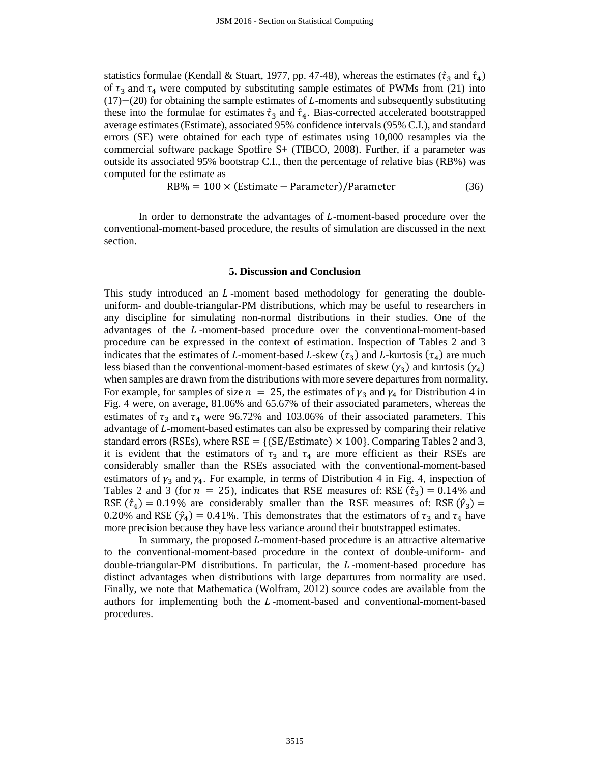statistics formulae (Kendall & Stuart, 1977, pp. 47-48), whereas the estimates ($\hat{\tau}_3$ and $\hat{\tau}_4$) of $\tau_3$ and $\tau_4$ were computed by substituting sample estimates of PWMs from (21) into (17)−(20) for obtaining the sample estimates of $L$-moments and subsequently substituting these into the formulae for estimates $\hat{\tau}_3$ and $\hat{\tau}_4$. Bias-corrected accelerated bootstrapped average estimates (Estimate), associated 95% confidence intervals (95% C.I.), and standard errors (SE) were obtained for each type of estimates using 10,000 resamples via the commercial software package Spotfire S+ (TIBCO, 2008). Further, if a parameter was outside its associated 95% bootstrap C.I., then the percentage of relative bias (RB%) was computed for the estimate as

$$\text{RB\%} = 100 \times (\text{Estimate} - \text{Parameter})/\text{Parameter} \tag{36}$$

In order to demonstrate the advantages of $L$-moment-based procedure over the conventional-moment-based procedure, the results of simulation are discussed in the next section.

## 5. Discussion and Conclusion

This study introduced an $L$-moment based methodology for generating the double-uniform- and double-triangular-PM distributions, which may be useful to researchers in any discipline for simulating non-normal distributions in their studies. One of the advantages of the $L$-moment-based procedure over the conventional-moment-based procedure can be expressed in the context of estimation. Inspection of Tables 2 and 3 indicates that the estimates of $L$-moment-based $L$-skew ($\tau_3$) and $L$-kurtosis ($\tau_4$) are much less biased than the conventional-moment-based estimates of skew ($\gamma_3$) and kurtosis ($\gamma_4$) when samples are drawn from the distributions with more severe departures from normality. For example, for samples of size $n = 25$, the estimates of $\gamma_3$ and $\gamma_4$ for Distribution 4 in Fig. 4 were, on average, 81.06% and 65.67% of their associated parameters, whereas the estimates of $\tau_3$ and $\tau_4$ were 96.72% and 103.06% of their associated parameters. This advantage of $L$-moment-based estimates can also be expressed by comparing their relative standard errors (RSEs), where $\text{RSE} = \{(\text{SE}/\text{Estimate}) \times 100\}$. Comparing Tables 2 and 3, it is evident that the estimators of $\tau_3$ and $\tau_4$ are more efficient as their RSEs are considerably smaller than the RSEs associated with the conventional-moment-based estimators of $\gamma_3$ and $\gamma_4$. For example, in terms of Distribution 4 in Fig. 4, inspection of Tables 2 and 3 (for $n = 25$), indicates that RSE measures of: RSE ($\hat{\tau}_3$) = 0.14% and RSE ($\hat{\tau}_4$) = 0.19% are considerably smaller than the RSE measures of: RSE ($\hat{\gamma}_3$) = 0.20% and RSE ($\hat{\gamma}_4$) = 0.41%. This demonstrates that the estimators of $\tau_3$ and $\tau_4$ have more precision because they have less variance around their bootstrapped estimates.

In summary, the proposed $L$-moment-based procedure is an attractive alternative to the conventional-moment-based procedure in the context of double-uniform- and double-triangular-PM distributions. In particular, the $L$-moment-based procedure has distinct advantages when distributions with large departures from normality are used. Finally, we note that Mathematica (Wolfram, 2012) source codes are available from the authors for implementing both the $L$-moment-based and conventional-moment-based procedures.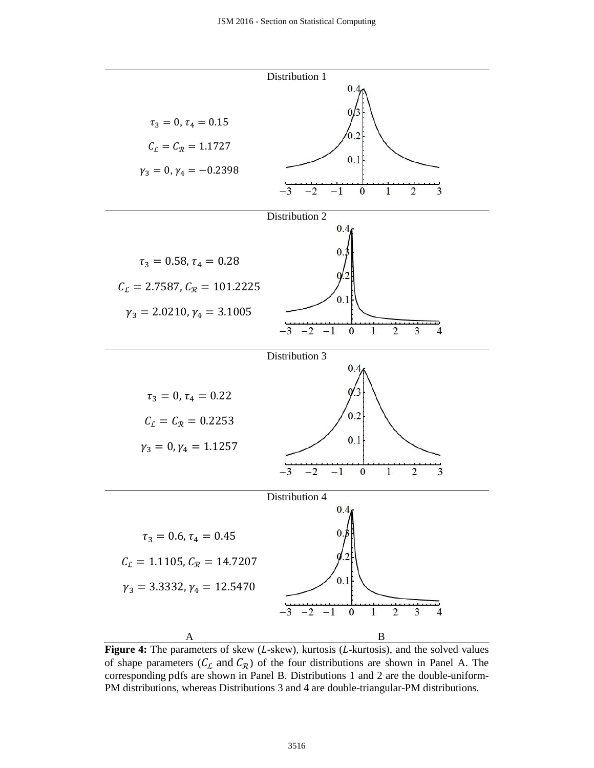Distribution 1

$\tau_3 = 0, \tau_4 = 0.15$

$C_{\mathcal{L}} = C_{\mathcal{R}} = 1.1727$

$\gamma_3 = 0, \gamma_4 = -0.2398$

Distribution 2

$\tau_3 = 0.58, \tau_4 = 0.28$

$C_{\mathcal{L}} = 2.7587, C_{\mathcal{R}} = 101.2225$

$\gamma_3 = 2.0210, \gamma_4 = 3.1005$

Distribution 3

$\tau_3 = 0, \tau_4 = 0.22$

$C_{\mathcal{L}} = C_{\mathcal{R}} = 0.2253$

$\gamma_3 = 0, \gamma_4 = 1.1257$

Distribution 4

$\tau_3 = 0.6, \tau_4 = 0.45$

$C_{\mathcal{L}} = 1.1105, C_{\mathcal{R}} = 14.7207$

$\gamma_3 = 3.3332, \gamma_4 = 12.5470$

A B

**Figure 4:** The parameters of skew ($L$-skew), kurtosis ($L$-kurtosis), and the solved values of shape parameters ($C_{\mathcal{L}}$ and $C_{\mathcal{R}}$) of the four distributions are shown in Panel A. The corresponding pdfs are shown in Panel B. Distributions 1 and 2 are the double-uniform-PM distributions, whereas Distributions 3 and 4 are double-triangular-PM distributions.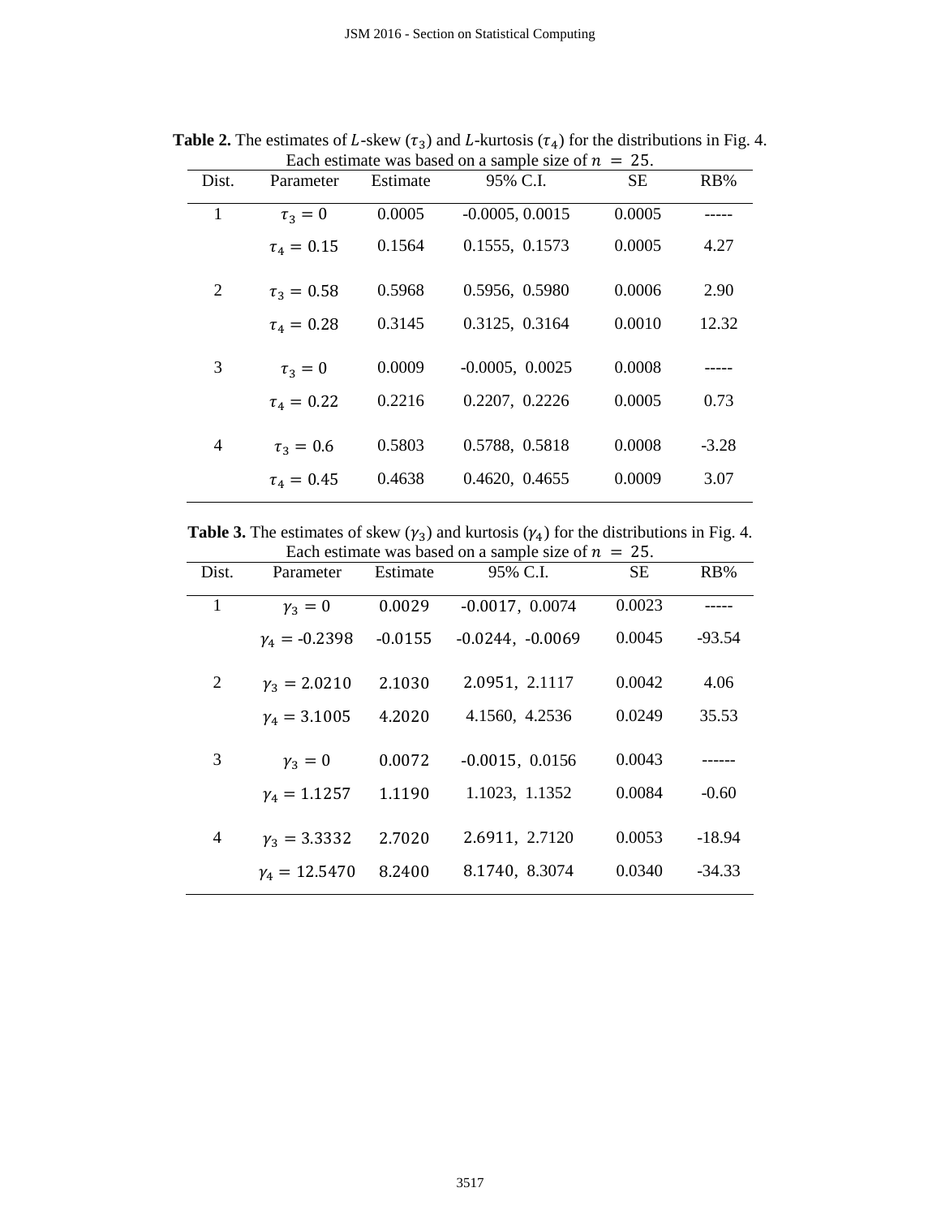**Table 2.** The estimates of $L$-skew ($\tau_3$) and $L$-kurtosis ($\tau_4$) for the distributions in Fig. 4. Each estimate was based on a sample size of $n = 25$.

| Dist. | Parameter | Estimate | 95% C.I. | SE | RB% |
|---|---|---|---|---|---|
| 1 | $\tau_3 = 0$ | 0.0005 | -0.0005, 0.0015 | 0.0005 | ----- |
| | $\tau_4 = 0.15$ | 0.1564 | 0.1555, 0.1573 | 0.0005 | 4.27 |
| 2 | $\tau_3 = 0.58$ | 0.5968 | 0.5956, 0.5980 | 0.0006 | 2.90 |
| | $\tau_4 = 0.28$ | 0.3145 | 0.3125, 0.3164 | 0.0010 | 12.32 |
| 3 | $\tau_3 = 0$ | 0.0009 | -0.0005, 0.0025 | 0.0008 | ----- |
| | $\tau_4 = 0.22$ | 0.2216 | 0.2207, 0.2226 | 0.0005 | 0.73 |
| 4 | $\tau_3 = 0.6$ | 0.5803 | 0.5788, 0.5818 | 0.0008 | -3.28 |
| | $\tau_4 = 0.45$ | 0.4638 | 0.4620, 0.4655 | 0.0009 | 3.07 |

**Table 3.** The estimates of skew ($\gamma_3$) and kurtosis ($\gamma_4$) for the distributions in Fig. 4. Each estimate was based on a sample size of $n = 25$.

| Dist. | Parameter | Estimate | 95% C.I. | SE | RB% |
|---|---|---|---|---|---|
| 1 | $\gamma_3 = 0$ | 0.0029 | -0.0017, 0.0074 | 0.0023 | ----- |
| | $\gamma_4 = -0.2398$ | -0.0155 | -0.0244, -0.0069 | 0.0045 | -93.54 |
| 2 | $\gamma_3 = 2.0210$ | 2.1030 | 2.0951, 2.1117 | 0.0042 | 4.06 |
| | $\gamma_4 = 3.1005$ | 4.2020 | 4.1560, 4.2536 | 0.0249 | 35.53 |
| 3 | $\gamma_3 = 0$ | 0.0072 | -0.0015, 0.0156 | 0.0043 | ------ |
| | $\gamma_4 = 1.1257$ | 1.1190 | 1.1023, 1.1352 | 0.0084 | -0.60 |
| 4 | $\gamma_3 = 3.3332$ | 2.7020 | 2.6911, 2.7120 | 0.0053 | -18.94 |
| | $\gamma_4 = 12.5470$ | 8.2400 | 8.1740, 8.3074 | 0.0340 | -34.33 |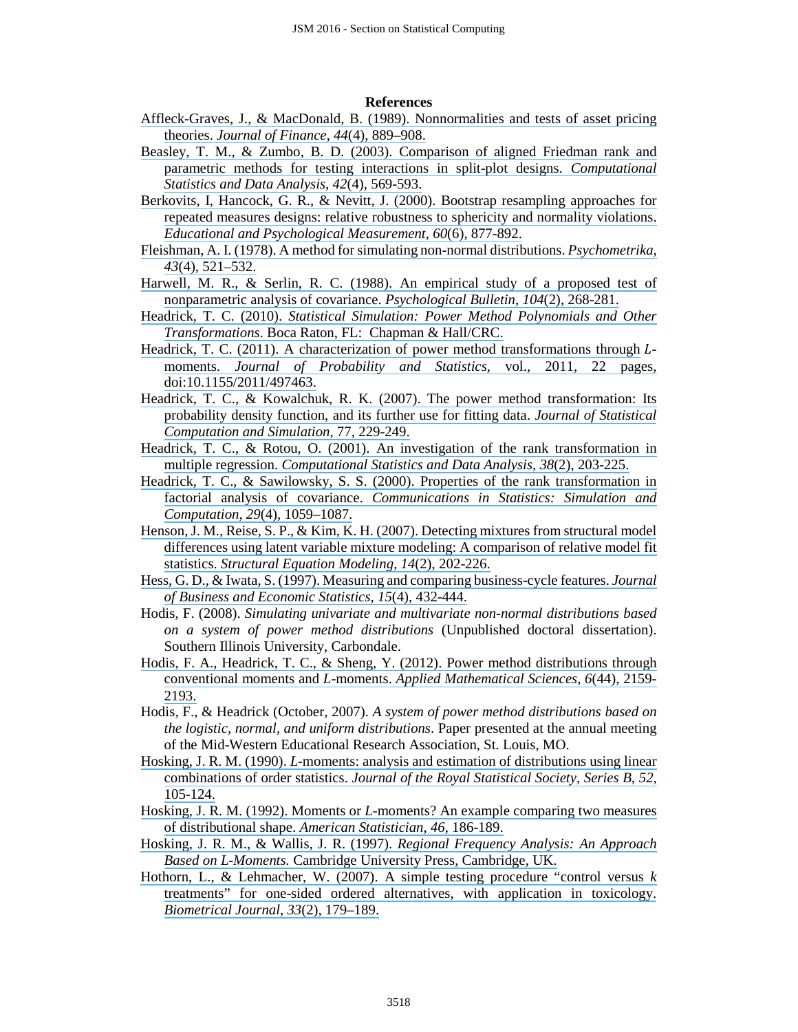## References

Affleck-Graves, J., & MacDonald, B. (1989). Nonnormalities and tests of asset pricing theories. *Journal of Finance*, *44*(4), 889–908.

Beasley, T. M., & Zumbo, B. D. (2003). Comparison of aligned Friedman rank and parametric methods for testing interactions in split-plot designs. *Computational Statistics and Data Analysis*, *42*(4), 569-593.

Berkovits, I, Hancock, G. R., & Nevitt, J. (2000). Bootstrap resampling approaches for repeated measures designs: relative robustness to sphericity and normality violations. *Educational and Psychological Measurement*, *60*(6), 877-892.

Fleishman, A. I. (1978). A method for simulating non-normal distributions. *Psychometrika*, *43*(4), 521–532.

Harwell, M. R., & Serlin, R. C. (1988). An empirical study of a proposed test of nonparametric analysis of covariance. *Psychological Bulletin*, *104*(2), 268-281.

Headrick, T. C. (2010). *Statistical Simulation: Power Method Polynomials and Other Transformations*. Boca Raton, FL: Chapman & Hall/CRC.

Headrick, T. C. (2011). A characterization of power method transformations through *L*-moments. *Journal of Probability and Statistics*, vol., 2011, 22 pages, doi:10.1155/2011/497463.

Headrick, T. C., & Kowalchuk, R. K. (2007). The power method transformation: Its probability density function, and its further use for fitting data. *Journal of Statistical Computation and Simulation*, 77, 229-249.

Headrick, T. C., & Rotou, O. (2001). An investigation of the rank transformation in multiple regression. *Computational Statistics and Data Analysis*, *38*(2), 203-225.

Headrick, T. C., & Sawilowsky, S. S. (2000). Properties of the rank transformation in factorial analysis of covariance. *Communications in Statistics: Simulation and Computation*, *29*(4), 1059–1087.

Henson, J. M., Reise, S. P., & Kim, K. H. (2007). Detecting mixtures from structural model differences using latent variable mixture modeling: A comparison of relative model fit statistics. *Structural Equation Modeling*, *14*(2), 202-226.

Hess, G. D., & Iwata, S. (1997). Measuring and comparing business-cycle features. *Journal of Business and Economic Statistics*, *15*(4), 432-444.

Hodis, F. (2008). *Simulating univariate and multivariate non-normal distributions based on a system of power method distributions* (Unpublished doctoral dissertation). Southern Illinois University, Carbondale.

Hodis, F. A., Headrick, T. C., & Sheng, Y. (2012). Power method distributions through conventional moments and *L*-moments. *Applied Mathematical Sciences*, *6*(44), 2159-2193.

Hodis, F., & Headrick (October, 2007). *A system of power method distributions based on the logistic, normal, and uniform distributions*. Paper presented at the annual meeting of the Mid-Western Educational Research Association, St. Louis, MO.

Hosking, J. R. M. (1990). *L*-moments: analysis and estimation of distributions using linear combinations of order statistics. *Journal of the Royal Statistical Society, Series B*, *52*, 105-124.

Hosking, J. R. M. (1992). Moments or *L*-moments? An example comparing two measures of distributional shape. *American Statistician*, *46*, 186-189.

Hosking, J. R. M., & Wallis, J. R. (1997). *Regional Frequency Analysis: An Approach Based on L-Moments.* Cambridge University Press, Cambridge, UK.

Hothorn, L., & Lehmacher, W. (2007). A simple testing procedure "control versus *k* treatments" for one-sided ordered alternatives, with application in toxicology. *Biometrical Journal*, *33*(2), 179–189.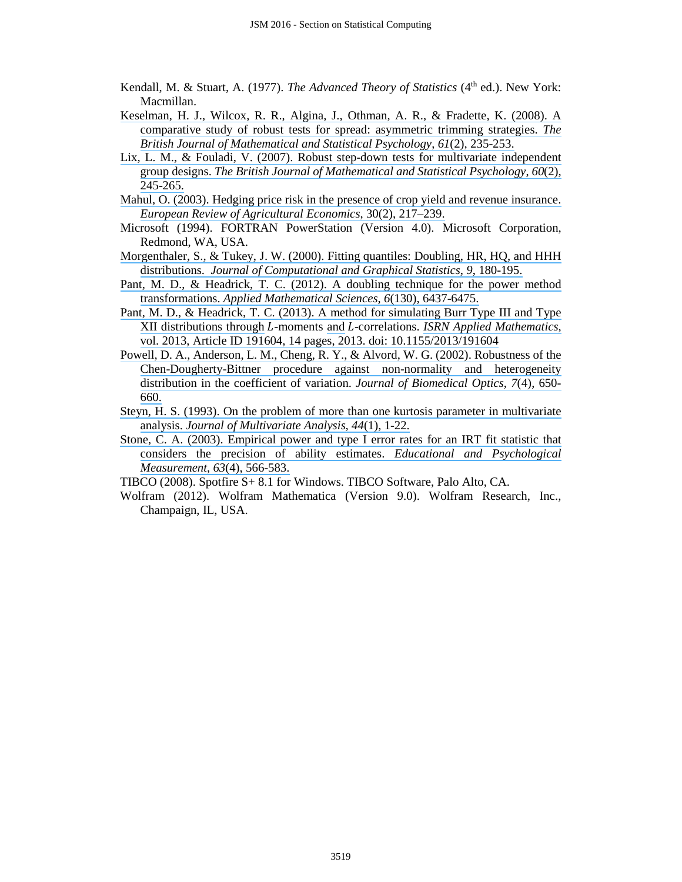Kendall, M. & Stuart, A. (1977). *The Advanced Theory of Statistics* (4th ed.). New York: Macmillan.

Keselman, H. J., Wilcox, R. R., Algina, J., Othman, A. R., & Fradette, K. (2008). A comparative study of robust tests for spread: asymmetric trimming strategies. *The British Journal of Mathematical and Statistical Psychology*, *61*(2), 235-253.

Lix, L. M., & Fouladi, V. (2007). Robust step-down tests for multivariate independent group designs. *The British Journal of Mathematical and Statistical Psychology*, *60*(2), 245-265.

Mahul, O. (2003). Hedging price risk in the presence of crop yield and revenue insurance. *European Review of Agricultural Economics*, 30(2), 217–239.

Microsoft (1994). FORTRAN PowerStation (Version 4.0). Microsoft Corporation, Redmond, WA, USA.

Morgenthaler, S., & Tukey, J. W. (2000). Fitting quantiles: Doubling, HR, HQ, and HHH distributions. *Journal of Computational and Graphical Statistics*, *9*, 180-195.

Pant, M. D., & Headrick, T. C. (2012). A doubling technique for the power method transformations. *Applied Mathematical Sciences*, *6*(130), 6437-6475.

Pant, M. D., & Headrick, T. C. (2013). A method for simulating Burr Type III and Type XII distributions through $L$-moments and $L$-correlations. *ISRN Applied Mathematics*, vol. 2013, Article ID 191604, 14 pages, 2013. doi: 10.1155/2013/191604

Powell, D. A., Anderson, L. M., Cheng, R. Y., & Alvord, W. G. (2002). Robustness of the Chen-Dougherty-Bittner procedure against non-normality and heterogeneity distribution in the coefficient of variation. *Journal of Biomedical Optics*, *7*(4), 650-660.

Steyn, H. S. (1993). On the problem of more than one kurtosis parameter in multivariate analysis. *Journal of Multivariate Analysis*, *44*(1), 1-22.

Stone, C. A. (2003). Empirical power and type I error rates for an IRT fit statistic that considers the precision of ability estimates. *Educational and Psychological Measurement*, *63*(4), 566-583.

TIBCO (2008). Spotfire S+ 8.1 for Windows. TIBCO Software, Palo Alto, CA.

Wolfram (2012). Wolfram Mathematica (Version 9.0). Wolfram Research, Inc., Champaign, IL, USA.